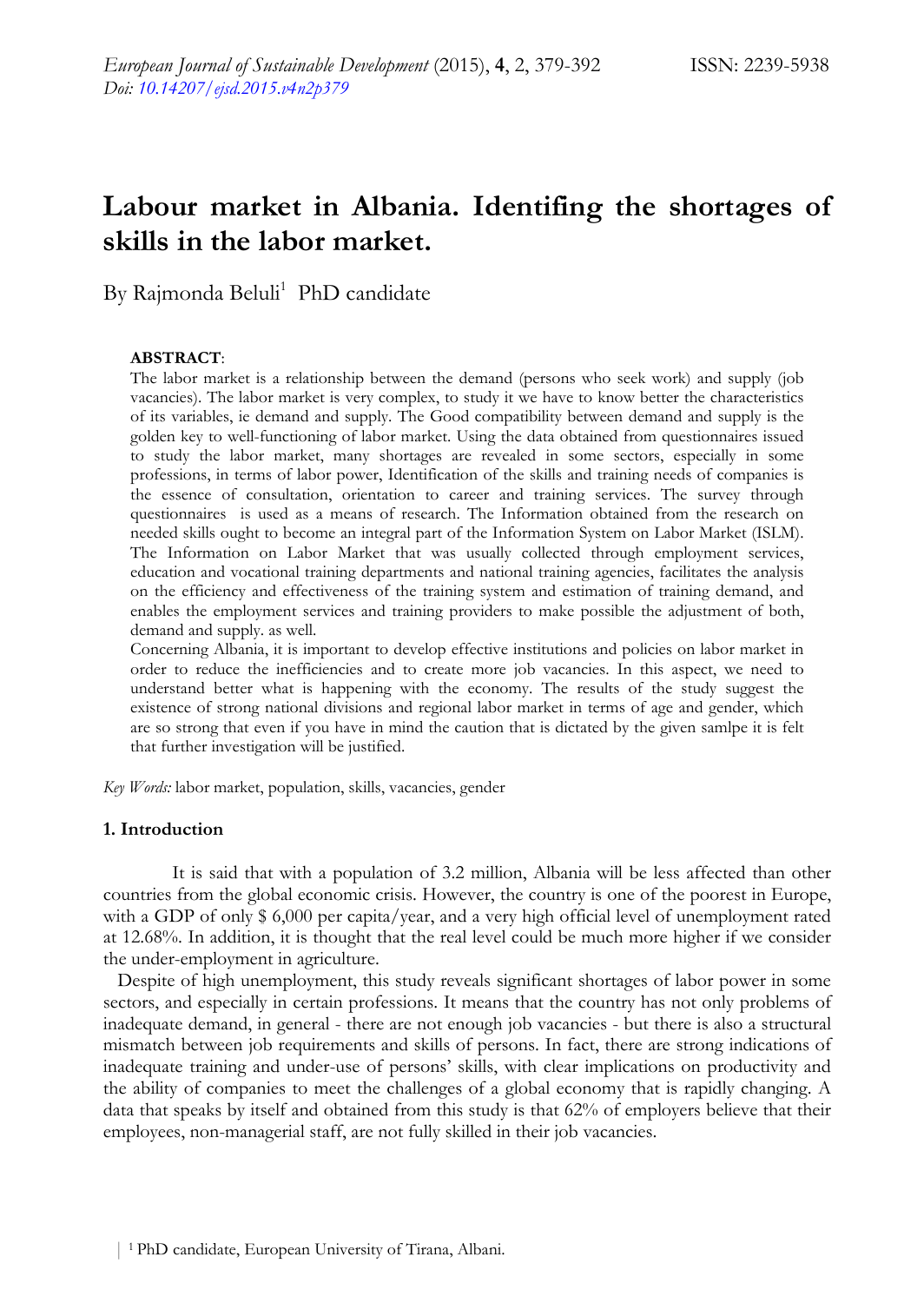# Labour market in Albania. Identifing the shortages of skills in the labor market.

By Rajmonda Beluli[1] PhD candidate

**ABSTRACT**:

The labor market is a relationship between the demand (persons who seek work) and supply (job vacancies). The labor market is very complex, to study it we have to know better the characteristics of its variables, ie demand and supply. The Good compatibility between demand and supply is the golden key to well-functioning of labor market. Using the data obtained from questionnaires issued to study the labor market, many shortages are revealed in some sectors, especially in some professions, in terms of labor power, Identification of the skills and training needs of companies is the essence of consultation, orientation to career and training services. The survey through questionnaires is used as a means of research. The Information obtained from the research on needed skills ought to become an integral part of the Information System on Labor Market (ISLM). The Information on Labor Market that was usually collected through employment services, education and vocational training departments and national training agencies, facilitates the analysis on the efficiency and effectiveness of the training system and estimation of training demand, and enables the employment services and training providers to make possible the adjustment of both, demand and supply. as well.

Concerning Albania, it is important to develop effective institutions and policies on labor market in order to reduce the inefficiencies and to create more job vacancies. In this aspect, we need to understand better what is happening with the economy. The results of the study suggest the existence of strong national divisions and regional labor market in terms of age and gender, which are so strong that even if you have in mind the caution that is dictated by the given samlpe it is felt that further investigation will be justified.

*Key Words:* labor market, population, skills, vacancies, gender

## 1. Introduction

It is said that with a population of 3.2 million, Albania will be less affected than other countries from the global economic crisis. However, the country is one of the poorest in Europe, with a GDP of only $ 6,000 per capita/year, and a very high official level of unemployment rated at 12.68%. In addition, it is thought that the real level could be much more higher if we consider the under-employment in agriculture.

Despite of high unemployment, this study reveals significant shortages of labor power in some sectors, and especially in certain professions. It means that the country has not only problems of inadequate demand, in general - there are not enough job vacancies - but there is also a structural mismatch between job requirements and skills of persons. In fact, there are strong indications of inadequate training and under-use of persons' skills, with clear implications on productivity and the ability of companies to meet the challenges of a global economy that is rapidly changing. A data that speaks by itself and obtained from this study is that 62% of employers believe that their employees, non-managerial staff, are not fully skilled in their job vacancies.

[1] PhD candidate, European University of Tirana, Albani.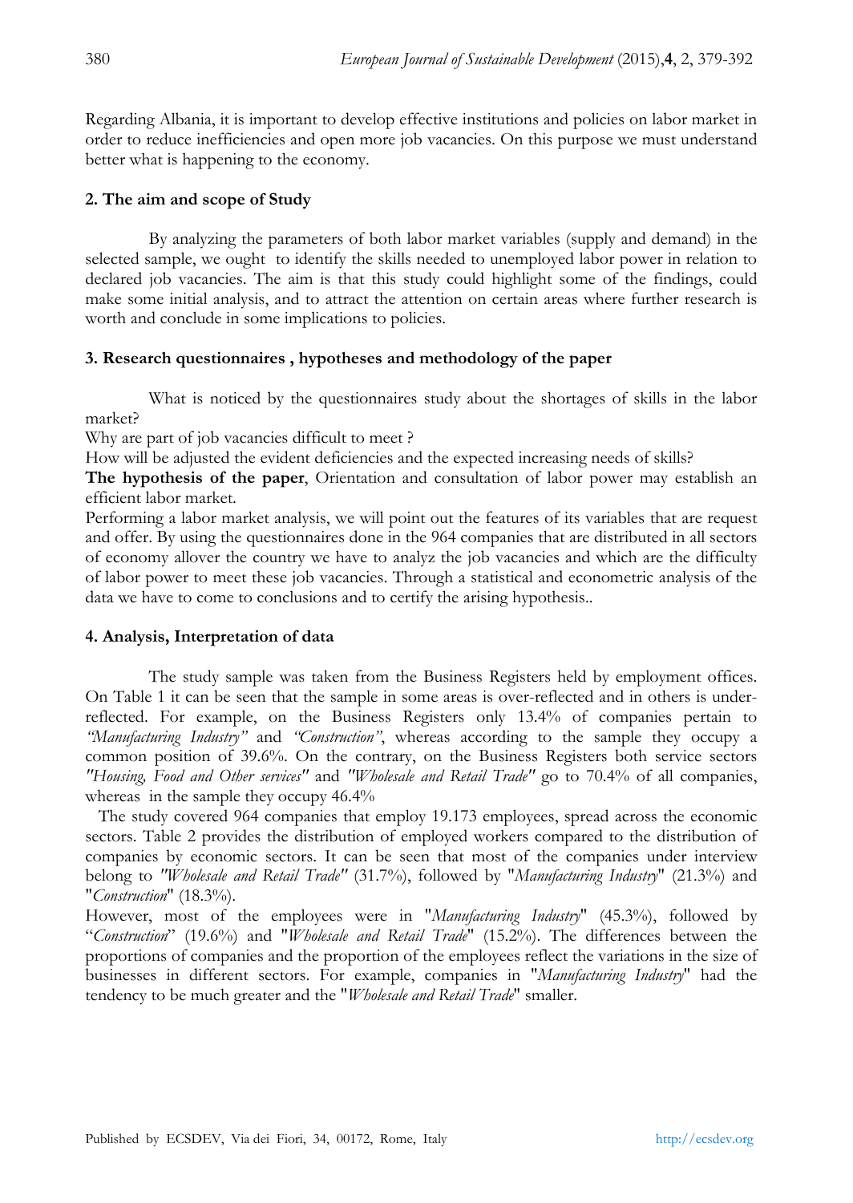Regarding Albania, it is important to develop effective institutions and policies on labor market in order to reduce inefficiencies and open more job vacancies. On this purpose we must understand better what is happening to the economy.

## 2. The aim and scope of Study

By analyzing the parameters of both labor market variables (supply and demand) in the selected sample, we ought to identify the skills needed to unemployed labor power in relation to declared job vacancies. The aim is that this study could highlight some of the findings, could make some initial analysis, and to attract the attention on certain areas where further research is worth and conclude in some implications to policies.

## 3. Research questionnaires , hypotheses and methodology of the paper

What is noticed by the questionnaires study about the shortages of skills in the labor market?

Why are part of job vacancies difficult to meet ?

How will be adjusted the evident deficiencies and the expected increasing needs of skills?

**The hypothesis of the paper**, Orientation and consultation of labor power may establish an efficient labor market.

Performing a labor market analysis, we will point out the features of its variables that are request and offer. By using the questionnaires done in the 964 companies that are distributed in all sectors of economy allover the country we have to analyz the job vacancies and which are the difficulty of labor power to meet these job vacancies. Through a statistical and econometric analysis of the data we have to come to conclusions and to certify the arising hypothesis..

## 4. Analysis, Interpretation of data

The study sample was taken from the Business Registers held by employment offices. On Table 1 it can be seen that the sample in some areas is over-reflected and in others is under-reflected. For example, on the Business Registers only 13.4% of companies pertain to *"Manufacturing Industry"* and *"Construction"*, whereas according to the sample they occupy a common position of 39.6%. On the contrary, on the Business Registers both service sectors *"Housing, Food and Other services"* and *"Wholesale and Retail Trade"* go to 70.4% of all companies, whereas in the sample they occupy 46.4%

The study covered 964 companies that employ 19.173 employees, spread across the economic sectors. Table 2 provides the distribution of employed workers compared to the distribution of companies by economic sectors. It can be seen that most of the companies under interview belong to *"Wholesale and Retail Trade"* (31.7%), followed by "*Manufacturing Industry*" (21.3%) and "*Construction*" (18.3%).

However, most of the employees were in "*Manufacturing Industry*" (45.3%), followed by "*Construction*" (19.6%) and "*Wholesale and Retail Trade*" (15.2%). The differences between the proportions of companies and the proportion of the employees reflect the variations in the size of businesses in different sectors. For example, companies in "*Manufacturing Industry*" had the tendency to be much greater and the "*Wholesale and Retail Trade*" smaller.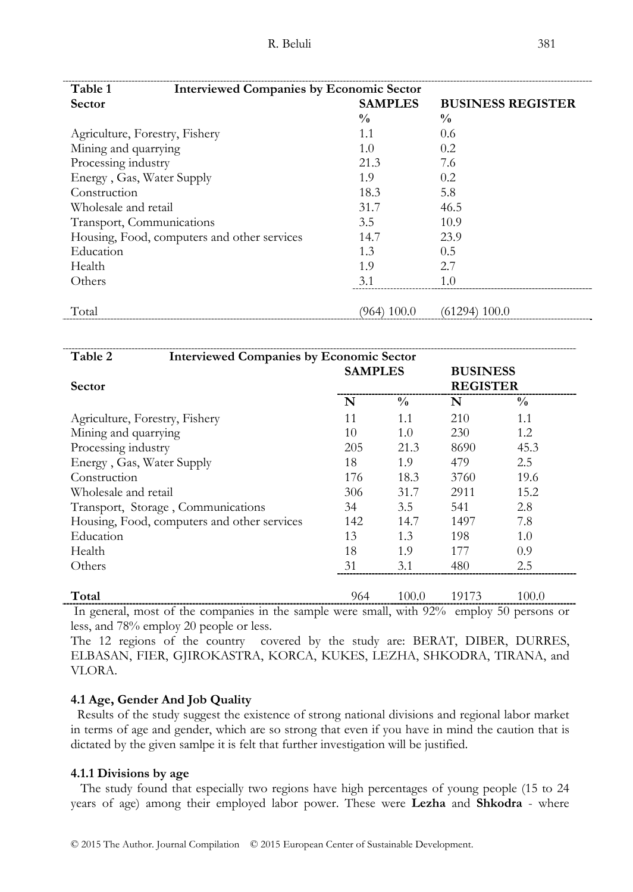**Table 1 Interviewed Companies by Economic Sector**

| Sector | SAMPLES % | BUSINESS REGISTER % |
|---|---|---|
| Agriculture, Forestry, Fishery | 1.1 | 0.6 |
| Mining and quarrying | 1.0 | 0.2 |
| Processing industry | 21.3 | 7.6 |
| Energy , Gas, Water Supply | 1.9 | 0.2 |
| Construction | 18.3 | 5.8 |
| Wholesale and retail | 31.7 | 46.5 |
| Transport, Communications | 3.5 | 10.9 |
| Housing, Food, computers and other services | 14.7 | 23.9 |
| Education | 1.3 | 0.5 |
| Health | 1.9 | 2.7 |
| Others | 3.1 | 1.0 |
| Total | (964) 100.0 | (61294) 100.0 |

**Table 2 Interviewed Companies by Economic Sector**

| Sector | SAMPLES | | BUSINESS REGISTER | |
|---|---|---|---|---|
| | N | % | N | % |
| Agriculture, Forestry, Fishery | 11 | 1.1 | 210 | 1.1 |
| Mining and quarrying | 10 | 1.0 | 230 | 1.2 |
| Processing industry | 205 | 21.3 | 8690 | 45.3 |
| Energy , Gas, Water Supply | 18 | 1.9 | 479 | 2.5 |
| Construction | 176 | 18.3 | 3760 | 19.6 |
| Wholesale and retail | 306 | 31.7 | 2911 | 15.2 |
| Transport, Storage , Communications | 34 | 3.5 | 541 | 2.8 |
| Housing, Food, computers and other services | 142 | 14.7 | 1497 | 7.8 |
| Education | 13 | 1.3 | 198 | 1.0 |
| Health | 18 | 1.9 | 177 | 0.9 |
| Others | 31 | 3.1 | 480 | 2.5 |
| **Total** | 964 | 100.0 | 19173 | 100.0 |

In general, most of the companies in the sample were small, with 92% employ 50 persons or less, and 78% employ 20 people or less.

The 12 regions of the country covered by the study are: BERAT, DIBER, DURRES, ELBASAN, FIER, GJIROKASTRA, KORCA, KUKES, LEZHA, SHKODRA, TIRANA, and VLORA.

### 4.1 Age, Gender And Job Quality

Results of the study suggest the existence of strong national divisions and regional labor market in terms of age and gender, which are so strong that even if you have in mind the caution that is dictated by the given samlpe it is felt that further investigation will be justified.

#### 4.1.1 Divisions by age

The study found that especially two regions have high percentages of young people (15 to 24 years of age) among their employed labor power. These were **Lezha** and **Shkodra** - where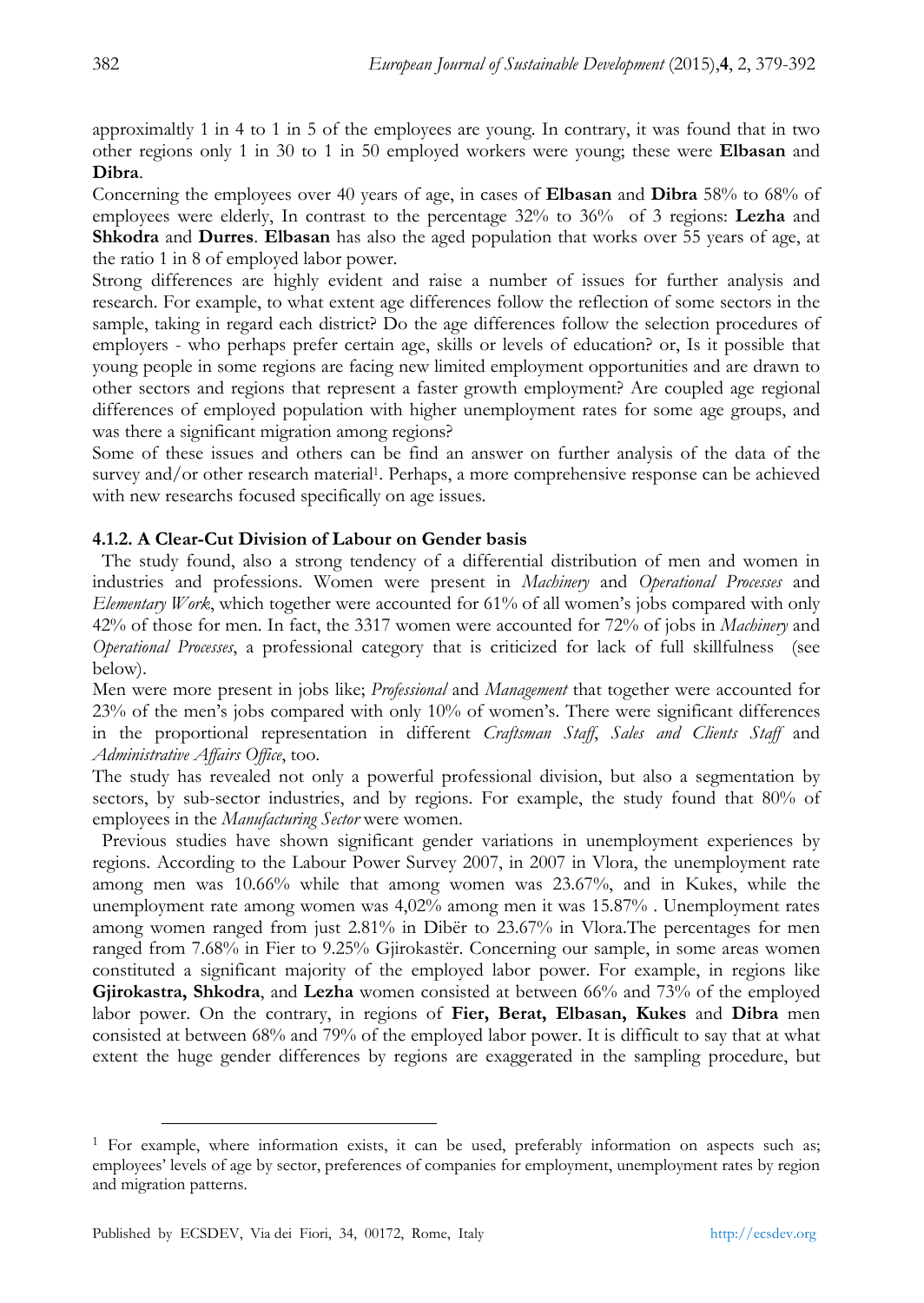approximaltly 1 in 4 to 1 in 5 of the employees are young. In contrary, it was found that in two other regions only 1 in 30 to 1 in 50 employed workers were young; these were **Elbasan** and **Dibra**.

Concerning the employees over 40 years of age, in cases of **Elbasan** and **Dibra** 58% to 68% of employees were elderly, In contrast to the percentage 32% to 36% of 3 regions: **Lezha** and **Shkodra** and **Durres**. **Elbasan** has also the aged population that works over 55 years of age, at the ratio 1 in 8 of employed labor power.

Strong differences are highly evident and raise a number of issues for further analysis and research. For example, to what extent age differences follow the reflection of some sectors in the sample, taking in regard each district? Do the age differences follow the selection procedures of employers - who perhaps prefer certain age, skills or levels of education? or, Is it possible that young people in some regions are facing new limited employment opportunities and are drawn to other sectors and regions that represent a faster growth employment? Are coupled age regional differences of employed population with higher unemployment rates for some age groups, and was there a significant migration among regions?

Some of these issues and others can be find an answer on further analysis of the data of the survey and/or other research material[1]. Perhaps, a more comprehensive response can be achieved with new researchs focused specifically on age issues.

#### 4.1.2. A Clear-Cut Division of Labour on Gender basis

The study found, also a strong tendency of a differential distribution of men and women in industries and professions. Women were present in *Machinery* and *Operational Processes* and *Elementary Work*, which together were accounted for 61% of all women's jobs compared with only 42% of those for men. In fact, the 3317 women were accounted for 72% of jobs in *Machinery* and *Operational Processes*, a professional category that is criticized for lack of full skillfulness (see below).

Men were more present in jobs like; *Professional* and *Management* that together were accounted for 23% of the men's jobs compared with only 10% of women's. There were significant differences in the proportional representation in different *Craftsman Staff*, *Sales and Clients Staff* and *Administrative Affairs Office*, too.

The study has revealed not only a powerful professional division, but also a segmentation by sectors, by sub-sector industries, and by regions. For example, the study found that 80% of employees in the *Manufacturing Sector* were women.

Previous studies have shown significant gender variations in unemployment experiences by regions. According to the Labour Power Survey 2007, in 2007 in Vlora, the unemployment rate among men was 10.66% while that among women was 23.67%, and in Kukes, while the unemployment rate among women was 4,02% among men it was 15.87% . Unemployment rates among women ranged from just 2.81% in Dibër to 23.67% in Vlora.The percentages for men ranged from 7.68% in Fier to 9.25% Gjirokastër. Concerning our sample, in some areas women constituted a significant majority of the employed labor power. For example, in regions like **Gjirokastra, Shkodra**, and **Lezha** women consisted at between 66% and 73% of the employed labor power. On the contrary, in regions of **Fier, Berat, Elbasan, Kukes** and **Dibra** men consisted at between 68% and 79% of the employed labor power. It is difficult to say that at what extent the huge gender differences by regions are exaggerated in the sampling procedure, but

---

[1] For example, where information exists, it can be used, preferably information on aspects such as; employees' levels of age by sector, preferences of companies for employment, unemployment rates by region and migration patterns.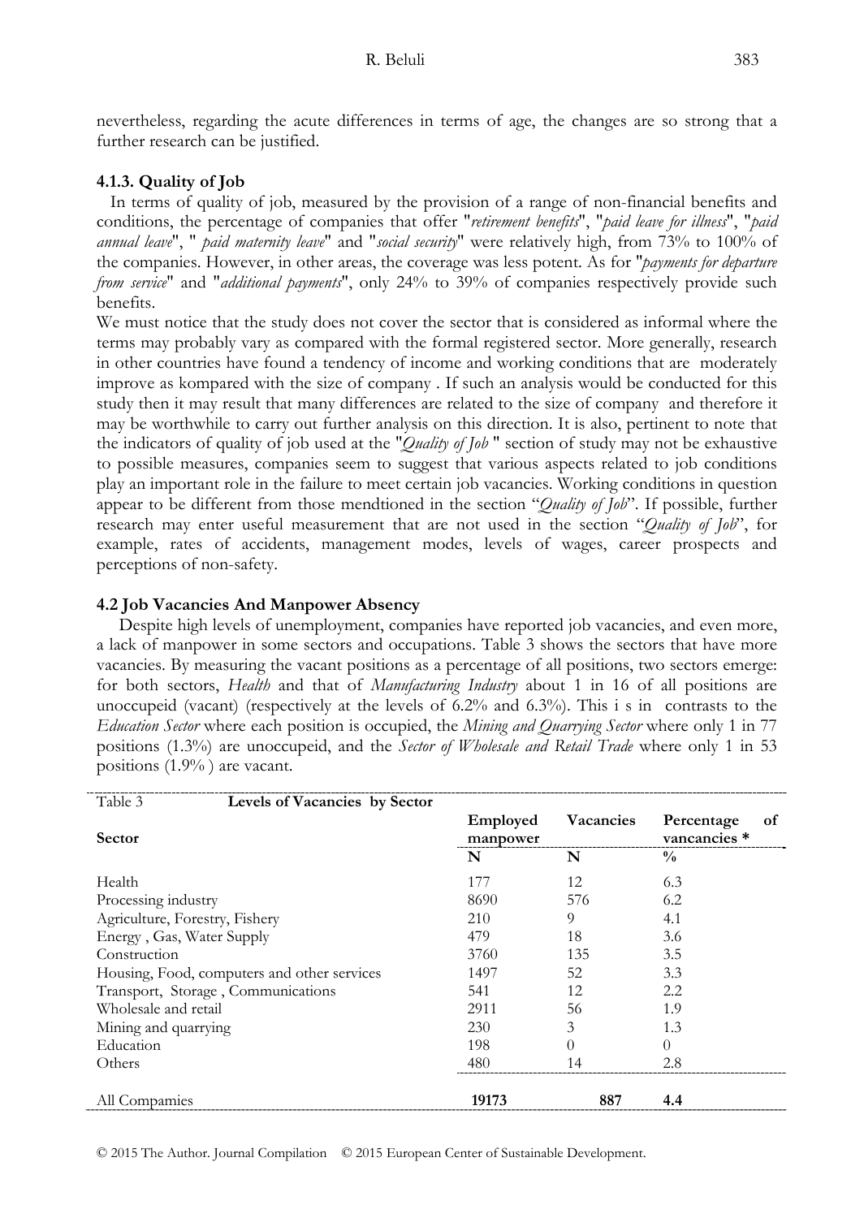nevertheless, regarding the acute differences in terms of age, the changes are so strong that a further research can be justified.

### 4.1.3. Quality of Job

In terms of quality of job, measured by the provision of a range of non-financial benefits and conditions, the percentage of companies that offer "*retirement benefits*", "*paid leave for illness*", "*paid annual leave*", " *paid maternity leave*" and "*social security*" were relatively high, from 73% to 100% of the companies. However, in other areas, the coverage was less potent. As for "*payments for departure from service*" and "*additional payments*", only 24% to 39% of companies respectively provide such benefits.

We must notice that the study does not cover the sector that is considered as informal where the terms may probably vary as compared with the formal registered sector. More generally, research in other countries have found a tendency of income and working conditions that are moderately improve as kompared with the size of company . If such an analysis would be conducted for this study then it may result that many differences are related to the size of company and therefore it may be worthwhile to carry out further analysis on this direction. It is also, pertinent to note that the indicators of quality of job used at the "*Quality of Job* " section of study may not be exhaustive to possible measures, companies seem to suggest that various aspects related to job conditions play an important role in the failure to meet certain job vacancies. Working conditions in question appear to be different from those mendtioned in the section "*Quality of Job*". If possible, further research may enter useful measurement that are not used in the section "*Quality of Job*", for example, rates of accidents, management modes, levels of wages, career prospects and perceptions of non-safety.

### 4.2 Job Vacancies And Manpower Absency

Despite high levels of unemployment, companies have reported job vacancies, and even more, a lack of manpower in some sectors and occupations. Table 3 shows the sectors that have more vacancies. By measuring the vacant positions as a percentage of all positions, two sectors emerge: for both sectors, *Health* and that of *Manufacturing Industry* about 1 in 16 of all positions are unoccupeid (vacant) (respectively at the levels of 6.2% and 6.3%). This i s in contrasts to the *Education Sector* where each position is occupied, the *Mining and Quarrying Sector* where only 1 in 77 positions (1.3%) are unoccupeid, and the *Sector of Wholesale and Retail Trade* where only 1 in 53 positions (1.9% ) are vacant.

Table 3 **Levels of Vacancies by Sector**

| Sector | Employed manpower | Vacancies | Percentage of vancancies * |
|---|---|---|---|
| | N | N | % |
| Health | 177 | 12 | 6.3 |
| Processing industry | 8690 | 576 | 6.2 |
| Agriculture, Forestry, Fishery | 210 | 9 | 4.1 |
| Energy , Gas, Water Supply | 479 | 18 | 3.6 |
| Construction | 3760 | 135 | 3.5 |
| Housing, Food, computers and other services | 1497 | 52 | 3.3 |
| Transport, Storage , Communications | 541 | 12 | 2.2 |
| Wholesale and retail | 2911 | 56 | 1.9 |
| Mining and quarrying | 230 | 3 | 1.3 |
| Education | 198 | 0 | 0 |
| Others | 480 | 14 | 2.8 |
| All Companies | **19173** | **887** | **4.4** |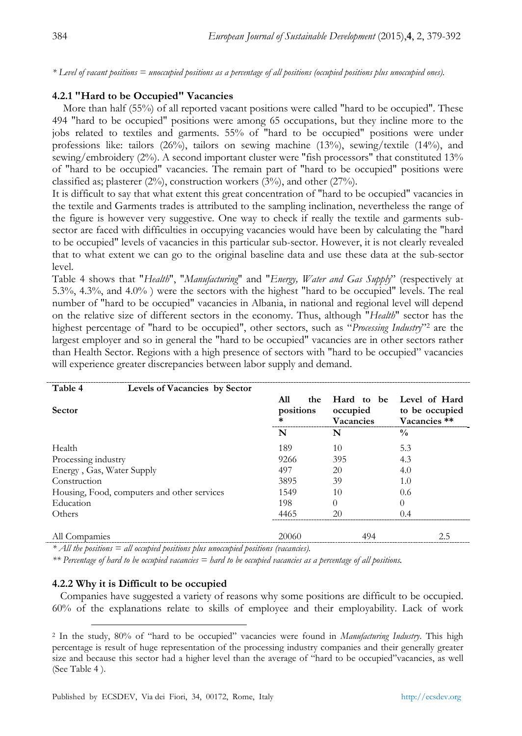* *Level of vacant positions = unoccupied positions as a percentage of all positions (occupied positions plus unoccupied ones).*

### 4.2.1 "Hard to be Occupied" Vacancies

More than half (55%) of all reported vacant positions were called "hard to be occupied". These 494 "hard to be occupied" positions were among 65 occupations, but they incline more to the jobs related to textiles and garments. 55% of "hard to be occupied" positions were under professions like: tailors (26%), tailors on sewing machine (13%), sewing/textile (14%), and sewing/embroidery (2%). A second important cluster were "fish processors" that constituted 13% of "hard to be occupied" vacancies. The remain part of "hard to be occupied" positions were classified as; plasterer (2%), construction workers (3%), and other (27%).

It is difficult to say that what extent this great concentration of "hard to be occupied" vacancies in the textile and Garments trades is attributed to the sampling inclination, nevertheless the range of the figure is however very suggestive. One way to check if really the textile and garments sub-sector are faced with difficulties in occupying vacancies would have been by calculating the "hard to be occupied" levels of vacancies in this particular sub-sector. However, it is not clearly revealed that to what extent we can go to the original baseline data and use these data at the sub-sector level.

Table 4 shows that "*Health*", "*Manufacturing*" and "*Energy, Water and Gas Supply*" (respectively at 5.3%, 4.3%, and 4.0% ) were the sectors with the highest "hard to be occupied" levels. The real number of "hard to be occupied" vacancies in Albania, in national and regional level will depend on the relative size of different sectors in the economy. Thus, although "*Health*" sector has the highest percentage of "hard to be occupied", other sectors, such as "*Processing Industry*"[2] are the largest employer and so in general the "hard to be occupied" vacancies are in other sectors rather than Health Sector. Regions with a high presence of sectors with "hard to be occupied" vacancies will experience greater discrepancies between labor supply and demand.

**Table 4 Levels of Vacancies by Sector**

| Sector | All the positions * | Hard to be occupied Vacancies | Level of Hard to be occupied Vacancies ** |
|---|---|---|---|
| | N | N | % |
| Health | 189 | 10 | 5.3 |
| Processing industry | 9266 | 395 | 4.3 |
| Energy , Gas, Water Supply | 497 | 20 | 4.0 |
| Construction | 3895 | 39 | 1.0 |
| Housing, Food, computers and other services | 1549 | 10 | 0.6 |
| Education | 198 | 0 | 0 |
| Others | 4465 | 20 | 0.4 |
| All Compamies | 20060 | 494 | 2.5 |

* *All the positions = all occupied positions plus unoccupied positions (vacancies).*

** *Percentage of hard to be occupied vacancies = hard to be occupied vacancies as a percentage of all positions.*

### 4.2.2 Why it is Difficult to be occupied

Companies have suggested a variety of reasons why some positions are difficult to be occupied. 60% of the explanations relate to skills of employee and their employability. Lack of work

---

[2] In the study, 80% of "hard to be occupied" vacancies were found in *Manufacturing Industry*. This high percentage is result of huge representation of the processing industry companies and their generally greater size and because this sector had a higher level than the average of "hard to be occupied"vacancies, as well (See Table 4 ).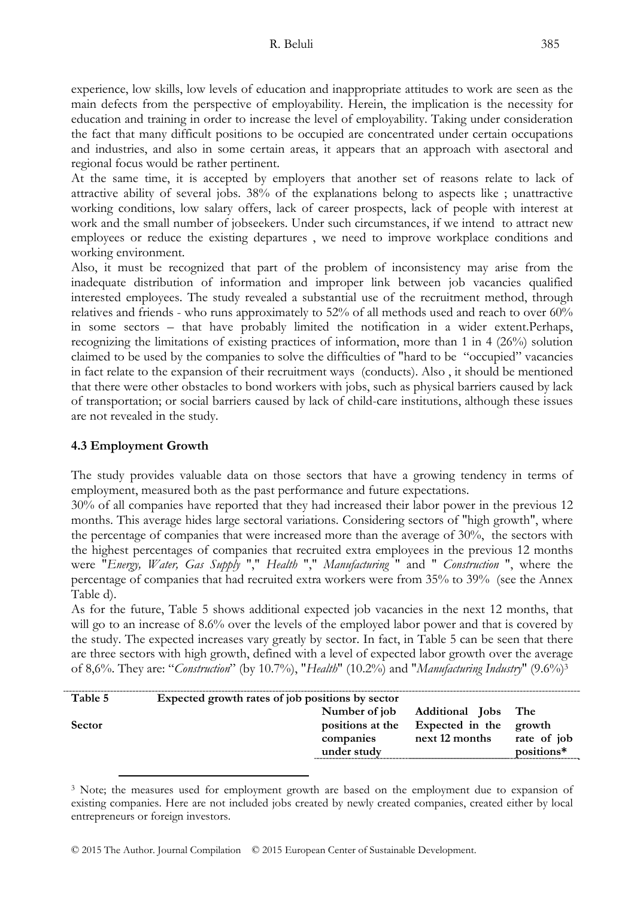experience, low skills, low levels of education and inappropriate attitudes to work are seen as the main defects from the perspective of employability. Herein, the implication is the necessity for education and training in order to increase the level of employability. Taking under consideration the fact that many difficult positions to be occupied are concentrated under certain occupations and industries, and also in some certain areas, it appears that an approach with asectoral and regional focus would be rather pertinent.

At the same time, it is accepted by employers that another set of reasons relate to lack of attractive ability of several jobs. 38% of the explanations belong to aspects like ; unattractive working conditions, low salary offers, lack of career prospects, lack of people with interest at work and the small number of jobseekers. Under such circumstances, if we intend to attract new employees or reduce the existing departures , we need to improve workplace conditions and working environment.

Also, it must be recognized that part of the problem of inconsistency may arise from the inadequate distribution of information and improper link between job vacancies qualified interested employees. The study revealed a substantial use of the recruitment method, through relatives and friends - who runs approximately to 52% of all methods used and reach to over 60% in some sectors – that have probably limited the notification in a wider extent.Perhaps, recognizing the limitations of existing practices of information, more than 1 in 4 (26%) solution claimed to be used by the companies to solve the difficulties of "hard to be "occupied" vacancies in fact relate to the expansion of their recruitment ways (conducts). Also , it should be mentioned that there were other obstacles to bond workers with jobs, such as physical barriers caused by lack of transportation; or social barriers caused by lack of child-care institutions, although these issues are not revealed in the study.

### 4.3 Employment Growth

The study provides valuable data on those sectors that have a growing tendency in terms of employment, measured both as the past performance and future expectations.

30% of all companies have reported that they had increased their labor power in the previous 12 months. This average hides large sectoral variations. Considering sectors of "high growth", where the percentage of companies that were increased more than the average of 30%, the sectors with the highest percentages of companies that recruited extra employees in the previous 12 months were "*Energy, Water, Gas Supply* "," *Health* "," *Manufacturing* " and " *Construction* ", where the percentage of companies that had recruited extra workers were from 35% to 39% (see the Annex Table d).

As for the future, Table 5 shows additional expected job vacancies in the next 12 months, that will go to an increase of 8.6% over the levels of the employed labor power and that is covered by the study. The expected increases vary greatly by sector. In fact, in Table 5 can be seen that there are three sectors with high growth, defined with a level of expected labor growth over the average of 8,6%. They are: "*Construction*" (by 10.7%), "*Health*" (10.2%) and "*Manufacturing Industry*" (9.6%)[3]

**Table 5 Expected growth rates of job positions by sector**

| Sector | Number of job positions at the companies under study | Additional Jobs Expected in the next 12 months | The growth rate of job positions* |
|---|---|---|---|

[3] Note; the measures used for employment growth are based on the employment due to expansion of existing companies. Here are not included jobs created by newly created companies, created either by local entrepreneurs or foreign investors.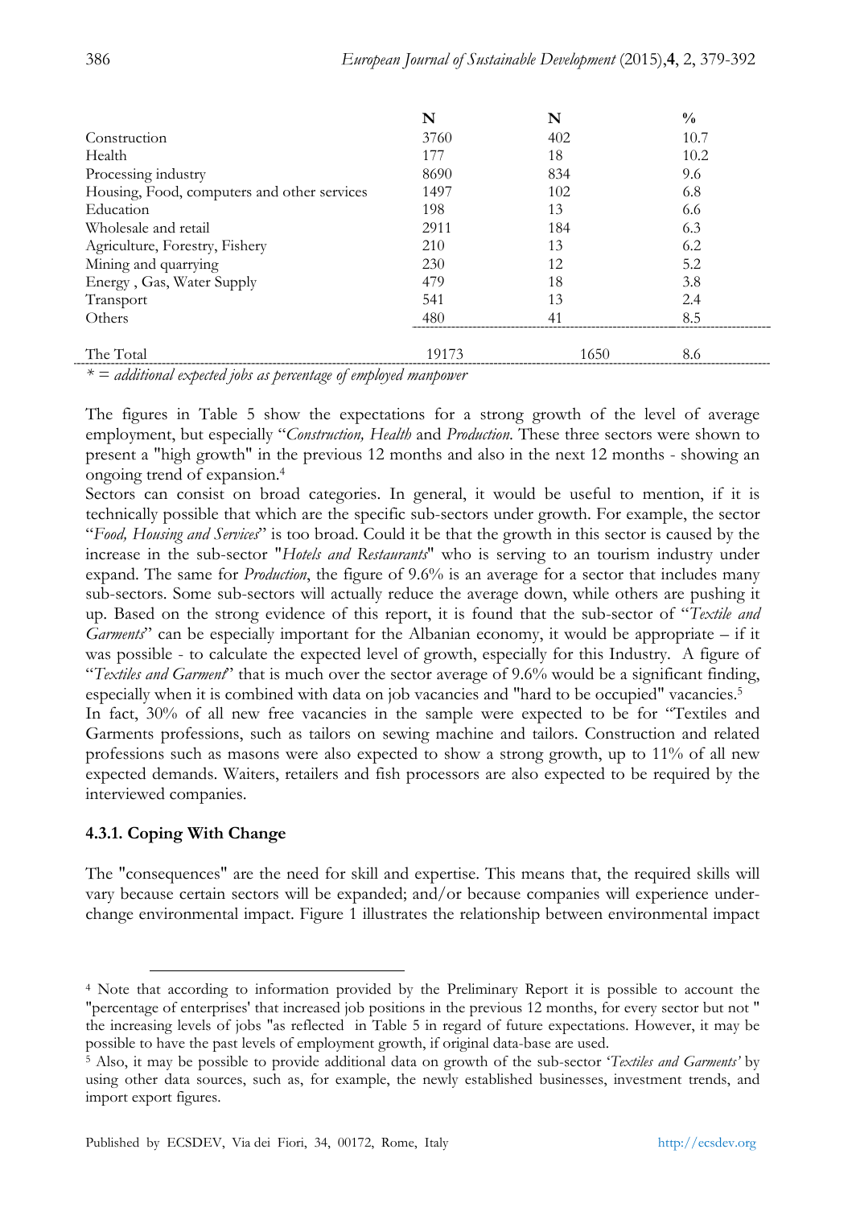| | N | N | % |
|---|---|---|---|
| Construction | 3760 | 402 | 10.7 |
| Health | 177 | 18 | 10.2 |
| Processing industry | 8690 | 834 | 9.6 |
| Housing, Food, computers and other services | 1497 | 102 | 6.8 |
| Education | 198 | 13 | 6.6 |
| Wholesale and retail | 2911 | 184 | 6.3 |
| Agriculture, Forestry, Fishery | 210 | 13 | 6.2 |
| Mining and quarrying | 230 | 12 | 5.2 |
| Energy , Gas, Water Supply | 479 | 18 | 3.8 |
| Transport | 541 | 13 | 2.4 |
| Others | 480 | 41 | 8.5 |
| The Total | 19173 | 1650 | 8.6 |

* = *additional expected jobs as percentage of employed manpower*

The figures in Table 5 show the expectations for a strong growth of the level of average employment, but especially "*Construction, Health* and *Production.* These three sectors were shown to present a "high growth" in the previous 12 months and also in the next 12 months - showing an ongoing trend of expansion.[4]

Sectors can consist on broad categories. In general, it would be useful to mention, if it is technically possible that which are the specific sub-sectors under growth. For example, the sector "*Food, Housing and Services*" is too broad. Could it be that the growth in this sector is caused by the increase in the sub-sector "*Hotels and Restaurants*" who is serving to an tourism industry under expand. The same for *Production*, the figure of 9.6% is an average for a sector that includes many sub-sectors. Some sub-sectors will actually reduce the average down, while others are pushing it up. Based on the strong evidence of this report, it is found that the sub-sector of "*Textile and Garments*" can be especially important for the Albanian economy, it would be appropriate – if it was possible - to calculate the expected level of growth, especially for this Industry. A figure of "*Textiles and Garment*" that is much over the sector average of 9.6% would be a significant finding, especially when it is combined with data on job vacancies and "hard to be occupied" vacancies.[5]

In fact, 30% of all new free vacancies in the sample were expected to be for "Textiles and Garments professions, such as tailors on sewing machine and tailors. Construction and related professions such as masons were also expected to show a strong growth, up to 11% of all new expected demands. Waiters, retailers and fish processors are also expected to be required by the interviewed companies.

#### 4.3.1. Coping With Change

The "consequences" are the need for skill and expertise. This means that, the required skills will vary because certain sectors will be expanded; and/or because companies will experience under-change environmental impact. Figure 1 illustrates the relationship between environmental impact

---

[4] Note that according to information provided by the Preliminary Report it is possible to account the "percentage of enterprises' that increased job positions in the previous 12 months, for every sector but not " the increasing levels of jobs "as reflected in Table 5 in regard of future expectations. However, it may be possible to have the past levels of employment growth, if original data-base are used.

[5] Also, it may be possible to provide additional data on growth of the sub-sector '*Textiles and Garments'* by using other data sources, such as, for example, the newly established businesses, investment trends, and import export figures.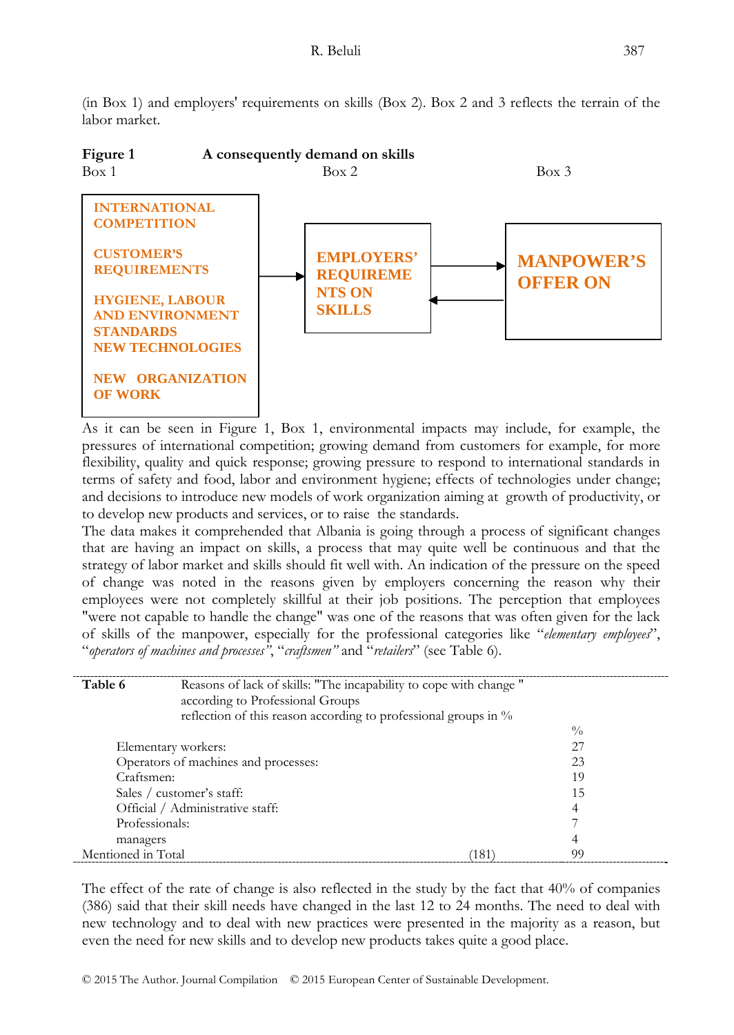(in Box 1) and employers' requirements on skills (Box 2). Box 2 and 3 reflects the terrain of the labor market.

**Figure 1** **A consequently demand on skills**

Box 1 | Box 2 | Box 3

**Box 1:**
INTERNATIONAL COMPETITION

CUSTOMER'S REQUIREMENTS

HYGIENE, LABOUR AND ENVIRONMENT STANDARDS
NEW TECHNOLOGIES

NEW ORGANIZATION OF WORK

→ **Box 2:** EMPLOYERS' REQUIREMENTS ON SKILLS ⇄ **Box 3:** MANPOWER'S OFFER ON

As it can be seen in Figure 1, Box 1, environmental impacts may include, for example, the pressures of international competition; growing demand from customers for example, for more flexibility, quality and quick response; growing pressure to respond to international standards in terms of safety and food, labor and environment hygiene; effects of technologies under change; and decisions to introduce new models of work organization aiming at growth of productivity, or to develop new products and services, or to raise the standards.

The data makes it comprehended that Albania is going through a process of significant changes that are having an impact on skills, a process that may quite well be continuous and that the strategy of labor market and skills should fit well with. An indication of the pressure on the speed of change was noted in the reasons given by employers concerning the reason why their employees were not completely skillful at their job positions. The perception that employees "were not capable to handle the change" was one of the reasons that was often given for the lack of skills of the manpower, especially for the professional categories like "*elementary employees*", "*operators of machines and processes*", "*craftsmen*" and "*retailers*" (see Table 6).

**Table 6** Reasons of lack of skills: "The incapability to cope with change " according to Professional Groups
reflection of this reason according to professional groups in %

| | | % |
|---|---|---|
| Elementary workers: | | 27 |
| Operators of machines and processes: | | 23 |
| Craftsmen: | | 19 |
| Sales / customer's staff: | | 15 |
| Official / Administrative staff: | | 4 |
| Professionals: | | 7 |
| managers | | 4 |
| Mentioned in Total | (181) | 99 |

The effect of the rate of change is also reflected in the study by the fact that 40% of companies (386) said that their skill needs have changed in the last 12 to 24 months. The need to deal with new technology and to deal with new practices were presented in the majority as a reason, but even the need for new skills and to develop new products takes quite a good place.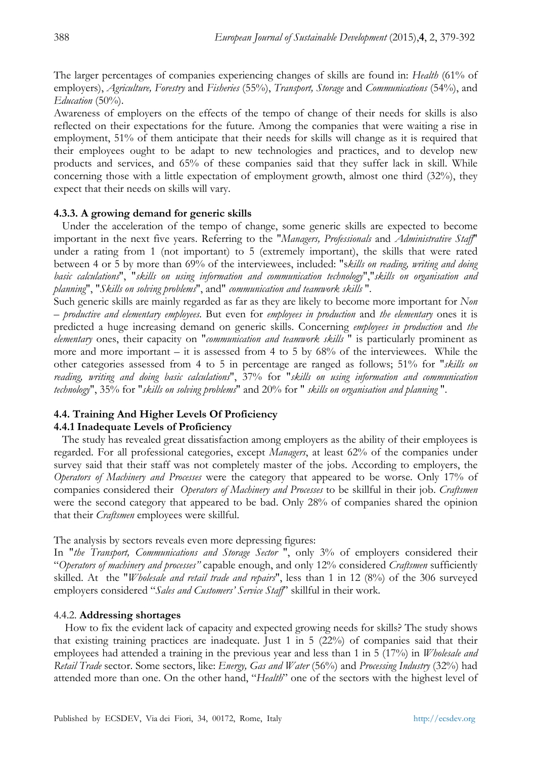The larger percentages of companies experiencing changes of skills are found in: *Health* (61% of employers), *Agriculture, Forestry* and *Fisheries* (55%), *Transport, Storage* and *Communications* (54%), and *Education* (50%).

Awareness of employers on the effects of the tempo of change of their needs for skills is also reflected on their expectations for the future. Among the companies that were waiting a rise in employment, 51% of them anticipate that their needs for skills will change as it is required that their employees ought to be adapt to new technologies and practices, and to develop new products and services, and 65% of these companies said that they suffer lack in skill. While concerning those with a little expectation of employment growth, almost one third (32%), they expect that their needs on skills will vary.

#### 4.3.3. A growing demand for generic skills

Under the acceleration of the tempo of change, some generic skills are expected to become important in the next five years. Referring to the "*Managers, Professionals* and *Administrative Staff*" under a rating from 1 (not important) to 5 (extremely important), the skills that were rated between 4 or 5 by more than 69% of the interviewees, included: "*skills on reading, writing and doing basic calculations*", "*skills on using information and communication technology*","*skills on organisation and planning*", "*Skills on solving problems*", and" *communication and teamwork skills* ".

Such generic skills are mainly regarded as far as they are likely to become more important for *Non – productive and elementary employees*. But even for *employees in production* and *the elementary* ones it is predicted a huge increasing demand on generic skills. Concerning *employees in production* and *the elementary* ones, their capacity on "*communication and teamwork skills* " is particularly prominent as more and more important – it is assessed from 4 to 5 by 68% of the interviewees. While the other categories assessed from 4 to 5 in percentage are ranged as follows; 51% for "*skills on reading, writing and doing basic calculations*", 37% for "*skills on using information and communication technology*", 35% for "*skills on solving problems*" and 20% for " *skills on organisation and planning* ".

### 4.4. Training And Higher Levels Of Proficiency

#### 4.4.1 Inadequate Levels of Proficiency

The study has revealed great dissatisfaction among employers as the ability of their employees is regarded. For all professional categories, except *Managers*, at least 62% of the companies under survey said that their staff was not completely master of the jobs. According to employers, the *Operators of Machinery and Processes* were the category that appeared to be worse. Only 17% of companies considered their *Operators of Machinery and Processes* to be skillful in their job. *Craftsmen* were the second category that appeared to be bad. Only 28% of companies shared the opinion that their *Craftsmen* employees were skillful.

The analysis by sectors reveals even more depressing figures:

In "*the Transport, Communications and Storage Sector* ", only 3% of employers considered their "*Operators of machinery and processes"* capable enough, and only 12% considered *Craftsmen* sufficiently skilled. At the "*Wholesale and retail trade and repairs*", less than 1 in 12 (8%) of the 306 surveyed employers considered "*Sales and Customers' Service Staff*" skillful in their work.

#### 4.4.2. **Addressing shortages**

How to fix the evident lack of capacity and expected growing needs for skills? The study shows that existing training practices are inadequate. Just 1 in 5 (22%) of companies said that their employees had attended a training in the previous year and less than 1 in 5 (17%) in *Wholesale and Retail Trade* sector. Some sectors, like: *Energy, Gas and Water* (56%) and *Processing Industry* (32%) had attended more than one. On the other hand, "*Health*" one of the sectors with the highest level of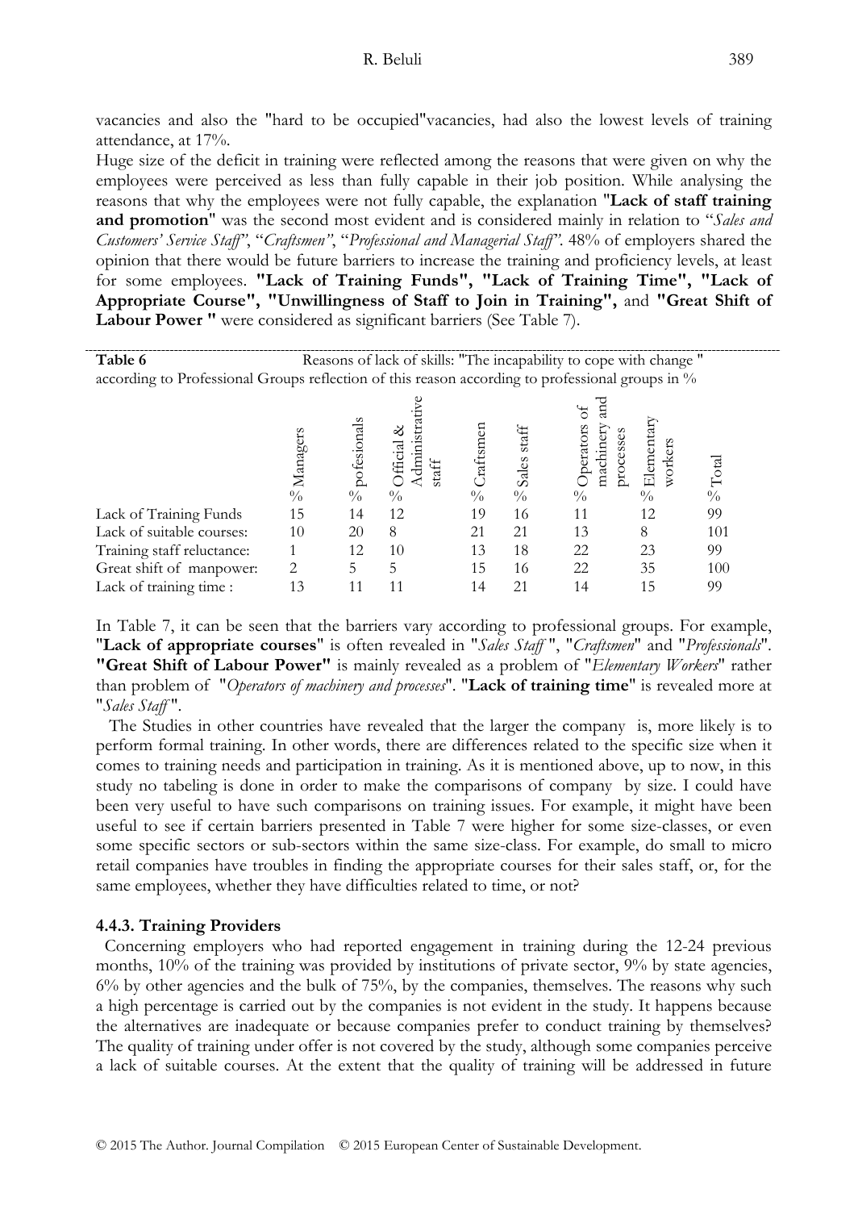vacancies and also the "hard to be occupied"vacancies, had also the lowest levels of training attendance, at 17%.

Huge size of the deficit in training were reflected among the reasons that were given on why the employees were perceived as less than fully capable in their job position. While analysing the reasons that why the employees were not fully capable, the explanation "**Lack of staff training and promotion**" was the second most evident and is considered mainly in relation to "*Sales and Customers' Service Staff*", "*Craftsmen*", "*Professional and Managerial Staff*". 48% of employers shared the opinion that there would be future barriers to increase the training and proficiency levels, at least for some employees. **"Lack of Training Funds", "Lack of Training Time", "Lack of Appropriate Course", "Unwillingness of Staff to Join in Training",** and **"Great Shift of Labour Power "** were considered as significant barriers (See Table 7).

**Table 6** Reasons of lack of skills: "The incapability to cope with change " according to Professional Groups reflection of this reason according to professional groups in %

| | Managers % | pofesionals % | Official & Administrative staff % | Craftsmen % | Sales staff % | Operators of machinery and processes % | Elementary workers % | Total % |
|---|---|---|---|---|---|---|---|---|
| Lack of Training Funds | 15 | 14 | 12 | 19 | 16 | 11 | 12 | 99 |
| Lack of suitable courses: | 10 | 20 | 8 | 21 | 21 | 13 | 8 | 101 |
| Training staff reluctance: | 1 | 12 | 10 | 13 | 18 | 22 | 23 | 99 |
| Great shift of manpower: | 2 | 5 | 5 | 15 | 16 | 22 | 35 | 100 |
| Lack of training time : | 13 | 11 | 11 | 14 | 21 | 14 | 15 | 99 |

In Table 7, it can be seen that the barriers vary according to professional groups. For example, "**Lack of appropriate courses**" is often revealed in "*Sales Staff* ", "*Craftsmen*" and "*Professionals*". **"Great Shift of Labour Power"** is mainly revealed as a problem of "*Elementary Workers*" rather than problem of "*Operators of machinery and processes*". "**Lack of training time**" is revealed more at "*Sales Staff* ".

The Studies in other countries have revealed that the larger the company is, more likely is to perform formal training. In other words, there are differences related to the specific size when it comes to training needs and participation in training. As it is mentioned above, up to now, in this study no tabeling is done in order to make the comparisons of company by size. I could have been very useful to have such comparisons on training issues. For example, it might have been useful to see if certain barriers presented in Table 7 were higher for some size-classes, or even some specific sectors or sub-sectors within the same size-class. For example, do small to micro retail companies have troubles in finding the appropriate courses for their sales staff, or, for the same employees, whether they have difficulties related to time, or not?

### 4.4.3. Training Providers

Concerning employers who had reported engagement in training during the 12-24 previous months, 10% of the training was provided by institutions of private sector, 9% by state agencies, 6% by other agencies and the bulk of 75%, by the companies, themselves. The reasons why such a high percentage is carried out by the companies is not evident in the study. It happens because the alternatives are inadequate or because companies prefer to conduct training by themselves? The quality of training under offer is not covered by the study, although some companies perceive a lack of suitable courses. At the extent that the quality of training will be addressed in future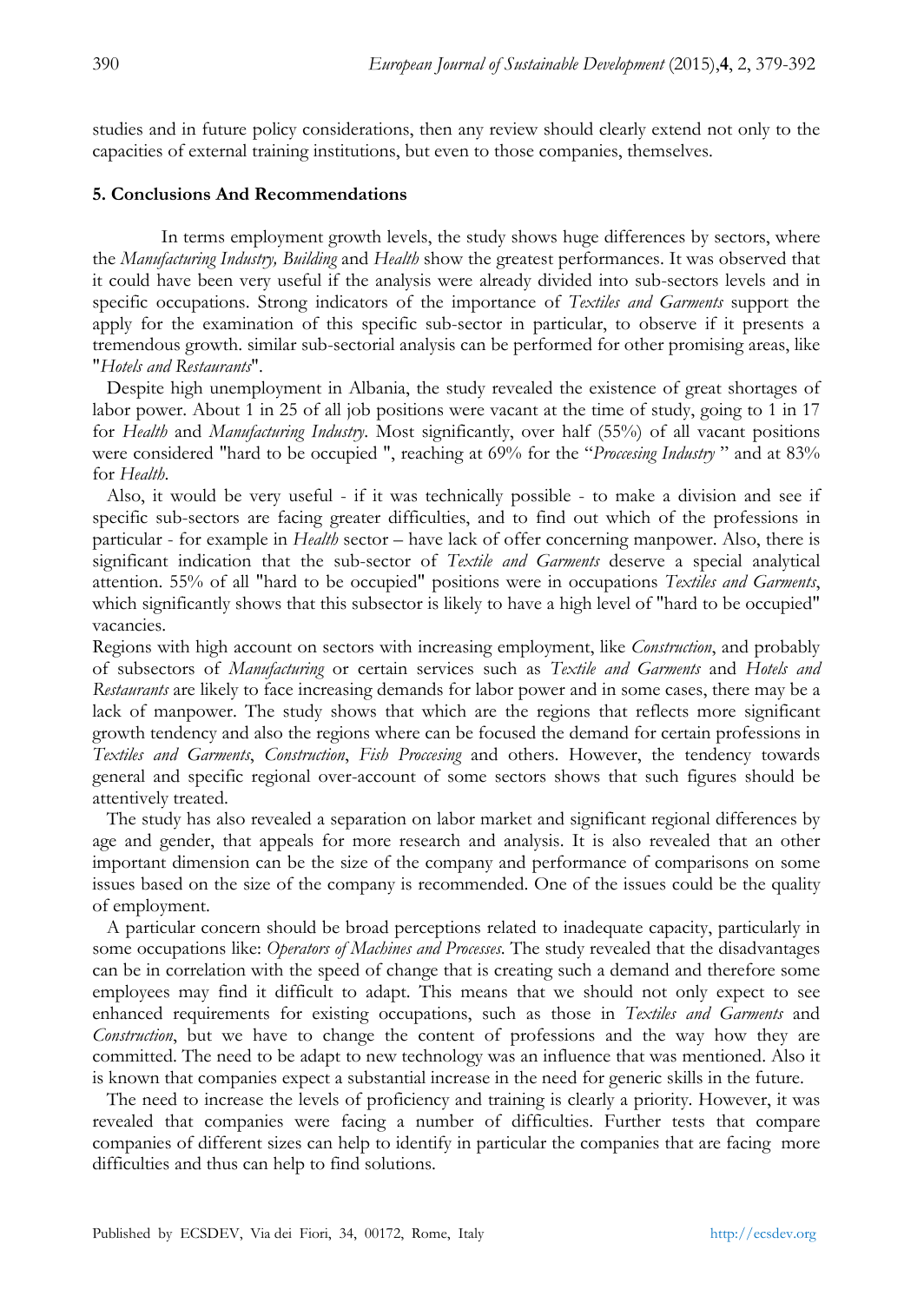studies and in future policy considerations, then any review should clearly extend not only to the capacities of external training institutions, but even to those companies, themselves.

## 5. Conclusions And Recommendations

In terms employment growth levels, the study shows huge differences by sectors, where the *Manufacturing Industry, Building* and *Health* show the greatest performances. It was observed that it could have been very useful if the analysis were already divided into sub-sectors levels and in specific occupations. Strong indicators of the importance of *Textiles and Garments* support the apply for the examination of this specific sub-sector in particular, to observe if it presents a tremendous growth. similar sub-sectorial analysis can be performed for other promising areas, like "*Hotels and Restaurants*".

Despite high unemployment in Albania, the study revealed the existence of great shortages of labor power. About 1 in 25 of all job positions were vacant at the time of study, going to 1 in 17 for *Health* and *Manufacturing Industry*. Most significantly, over half (55%) of all vacant positions were considered "hard to be occupied ", reaching at 69% for the "*Proccesing Industry* " and at 83% for *Health*.

Also, it would be very useful - if it was technically possible - to make a division and see if specific sub-sectors are facing greater difficulties, and to find out which of the professions in particular - for example in *Health* sector – have lack of offer concerning manpower. Also, there is significant indication that the sub-sector of *Textile and Garments* deserve a special analytical attention. 55% of all "hard to be occupied" positions were in occupations *Textiles and Garments*, which significantly shows that this subsector is likely to have a high level of "hard to be occupied" vacancies.

Regions with high account on sectors with increasing employment, like *Construction*, and probably of subsectors of *Manufacturing* or certain services such as *Textile and Garments* and *Hotels and Restaurants* are likely to face increasing demands for labor power and in some cases, there may be a lack of manpower. The study shows that which are the regions that reflects more significant growth tendency and also the regions where can be focused the demand for certain professions in *Textiles and Garments*, *Construction*, *Fish Proccesing* and others. However, the tendency towards general and specific regional over-account of some sectors shows that such figures should be attentively treated.

The study has also revealed a separation on labor market and significant regional differences by age and gender, that appeals for more research and analysis. It is also revealed that an other important dimension can be the size of the company and performance of comparisons on some issues based on the size of the company is recommended. One of the issues could be the quality of employment.

A particular concern should be broad perceptions related to inadequate capacity, particularly in some occupations like: *Operators of Machines and Processes*. The study revealed that the disadvantages can be in correlation with the speed of change that is creating such a demand and therefore some employees may find it difficult to adapt. This means that we should not only expect to see enhanced requirements for existing occupations, such as those in *Textiles and Garments* and *Construction*, but we have to change the content of professions and the way how they are committed. The need to be adapt to new technology was an influence that was mentioned. Also it is known that companies expect a substantial increase in the need for generic skills in the future.

The need to increase the levels of proficiency and training is clearly a priority. However, it was revealed that companies were facing a number of difficulties. Further tests that compare companies of different sizes can help to identify in particular the companies that are facing more difficulties and thus can help to find solutions.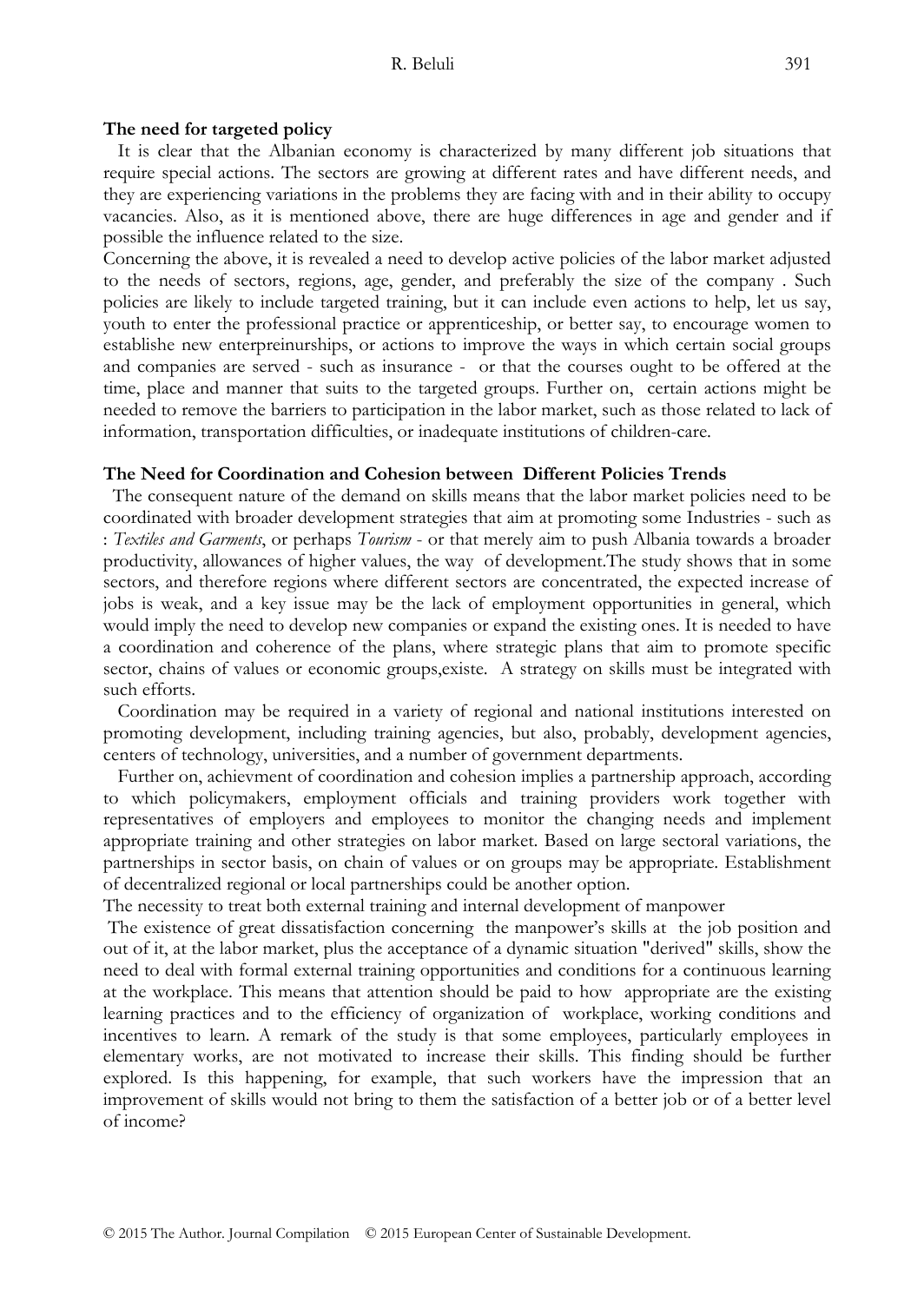**The need for targeted policy**

It is clear that the Albanian economy is characterized by many different job situations that require special actions. The sectors are growing at different rates and have different needs, and they are experiencing variations in the problems they are facing with and in their ability to occupy vacancies. Also, as it is mentioned above, there are huge differences in age and gender and if possible the influence related to the size.

Concerning the above, it is revealed a need to develop active policies of the labor market adjusted to the needs of sectors, regions, age, gender, and preferably the size of the company . Such policies are likely to include targeted training, but it can include even actions to help, let us say, youth to enter the professional practice or apprenticeship, or better say, to encourage women to establishe new enterpreinurships, or actions to improve the ways in which certain social groups and companies are served - such as insurance - or that the courses ought to be offered at the time, place and manner that suits to the targeted groups. Further on, certain actions might be needed to remove the barriers to participation in the labor market, such as those related to lack of information, transportation difficulties, or inadequate institutions of children-care.

**The Need for Coordination and Cohesion between Different Policies Trends**

The consequent nature of the demand on skills means that the labor market policies need to be coordinated with broader development strategies that aim at promoting some Industries - such as : *Textiles and Garments*, or perhaps *Tourism* - or that merely aim to push Albania towards a broader productivity, allowances of higher values, the way of development.The study shows that in some sectors, and therefore regions where different sectors are concentrated, the expected increase of jobs is weak, and a key issue may be the lack of employment opportunities in general, which would imply the need to develop new companies or expand the existing ones. It is needed to have a coordination and coherence of the plans, where strategic plans that aim to promote specific sector, chains of values or economic groups,existe. A strategy on skills must be integrated with such efforts.

Coordination may be required in a variety of regional and national institutions interested on promoting development, including training agencies, but also, probably, development agencies, centers of technology, universities, and a number of government departments.

Further on, achievment of coordination and cohesion implies a partnership approach, according to which policymakers, employment officials and training providers work together with representatives of employers and employees to monitor the changing needs and implement appropriate training and other strategies on labor market. Based on large sectoral variations, the partnerships in sector basis, on chain of values or on groups may be appropriate. Establishment of decentralized regional or local partnerships could be another option.

The necessity to treat both external training and internal development of manpower

The existence of great dissatisfaction concerning the manpower's skills at the job position and out of it, at the labor market, plus the acceptance of a dynamic situation "derived" skills, show the need to deal with formal external training opportunities and conditions for a continuous learning at the workplace. This means that attention should be paid to how appropriate are the existing learning practices and to the efficiency of organization of workplace, working conditions and incentives to learn. A remark of the study is that some employees, particularly employees in elementary works, are not motivated to increase their skills. This finding should be further explored. Is this happening, for example, that such workers have the impression that an improvement of skills would not bring to them the satisfaction of a better job or of a better level of income?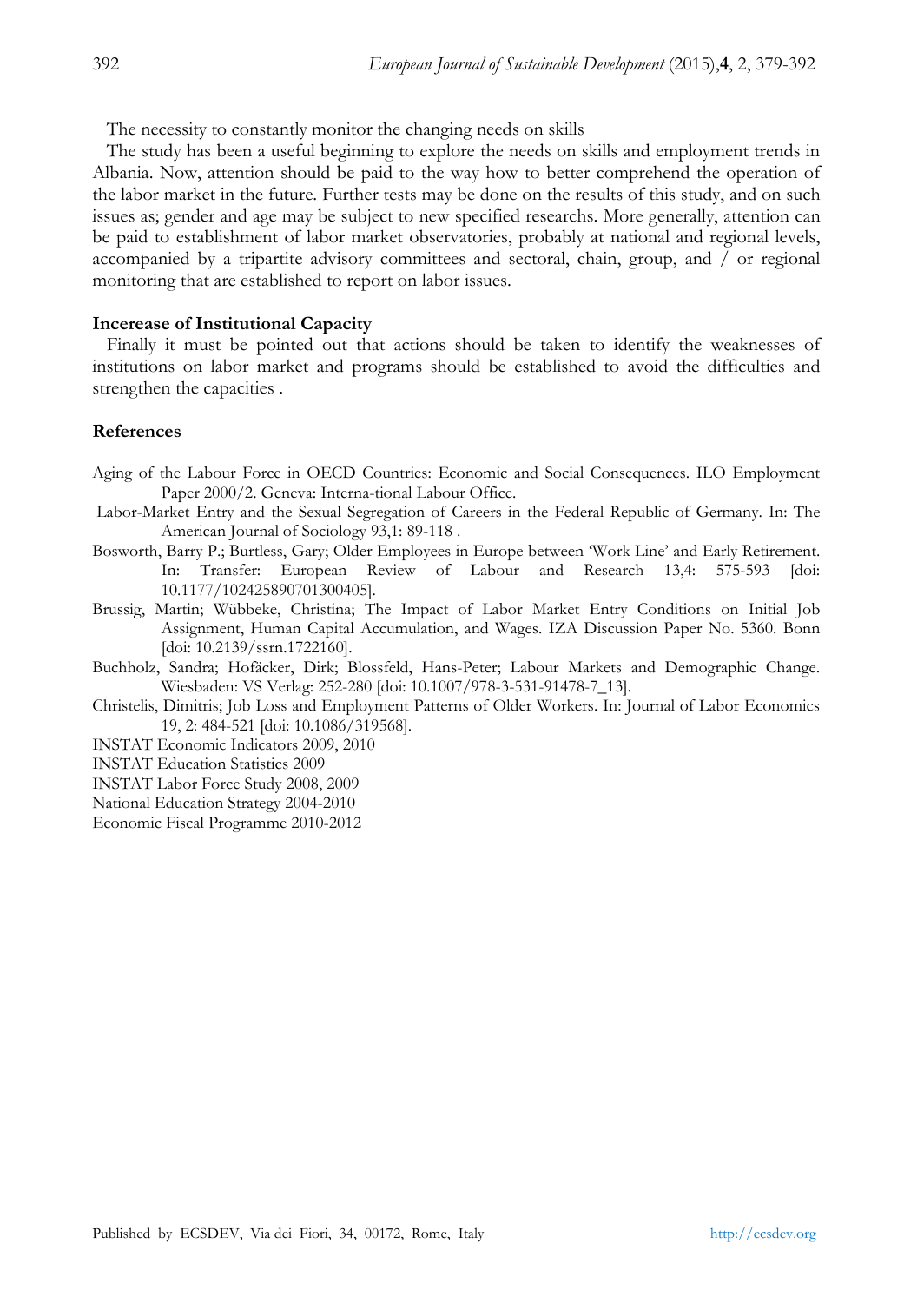The necessity to constantly monitor the changing needs on skills

The study has been a useful beginning to explore the needs on skills and employment trends in Albania. Now, attention should be paid to the way how to better comprehend the operation of the labor market in the future. Further tests may be done on the results of this study, and on such issues as; gender and age may be subject to new specified researchs. More generally, attention can be paid to establishment of labor market observatories, probably at national and regional levels, accompanied by a tripartite advisory committees and sectoral, chain, group, and / or regional monitoring that are established to report on labor issues.

**Incerease of Institutional Capacity**

Finally it must be pointed out that actions should be taken to identify the weaknesses of institutions on labor market and programs should be established to avoid the difficulties and strengthen the capacities .

**References**

Aging of the Labour Force in OECD Countries: Economic and Social Consequences. ILO Employment Paper 2000/2. Geneva: Interna-tional Labour Office.

Labor-Market Entry and the Sexual Segregation of Careers in the Federal Republic of Germany. In: The American Journal of Sociology 93,1: 89-118 .

Bosworth, Barry P.; Burtless, Gary; Older Employees in Europe between 'Work Line' and Early Retirement. In: Transfer: European Review of Labour and Research 13,4: 575-593 [doi: 10.1177/102425890701300405].

Brussig, Martin; Wübbeke, Christina; The Impact of Labor Market Entry Conditions on Initial Job Assignment, Human Capital Accumulation, and Wages. IZA Discussion Paper No. 5360. Bonn [doi: 10.2139/ssrn.1722160].

Buchholz, Sandra; Hofäcker, Dirk; Blossfeld, Hans-Peter; Labour Markets and Demographic Change. Wiesbaden: VS Verlag: 252-280 [doi: 10.1007/978-3-531-91478-7_13].

Christelis, Dimitris; Job Loss and Employment Patterns of Older Workers. In: Journal of Labor Economics 19, 2: 484-521 [doi: 10.1086/319568].

INSTAT Economic Indicators 2009, 2010

INSTAT Education Statistics 2009

INSTAT Labor Force Study 2008, 2009

National Education Strategy 2004-2010

Economic Fiscal Programme 2010-2012